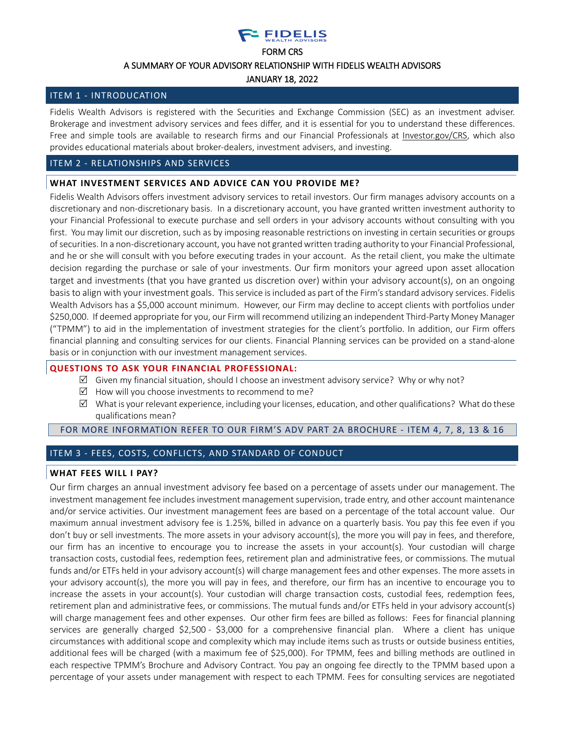FIDELIS WEALTH ADVISORS

# FORM CRS

## A SUMMARY OF YOUR ADVISORY RELATIONSHIP WITH FIDELIS WEALTH ADVISORS

JANUARY 18, 2022

## ITEM 1 - INTRODUCTION

Fidelis Wealth Advisors is registered with the Securities and Exchange Commission (SEC) as an investment adviser. Brokerage and investment advisory services and fees differ, and it is essential for you to understand these differences. Free and simple tools are available to research firms and our Financial Professionals at Investor.gov/CRS, which also provides educational materials about broker-dealers, investment advisers, and investing.

## ITEM 2 - RELATIONSHIPS AND SERVICES

### WHAT INVESTMENT SERVICES AND ADVICE CAN YOU PROVIDE ME?

Fidelis Wealth Advisors offers investment advisory services to retail investors. Our firm manages advisory accounts on a discretionary and non-discretionary basis. In a discretionary account, you have granted written investment authority to your Financial Professional to execute purchase and sell orders in your advisory accounts without consulting with you first. You may limit our discretion, such as by imposing reasonable restrictions on investing in certain securities or groups of securities. In a non-discretionary account, you have not granted written trading authority to your Financial Professional, and he or she will consult with you before executing trades in your account. As the retail client, you make the ultimate decision regarding the purchase or sale of your investments. Our firm monitors your agreed upon asset allocation target and investments (that you have granted us discretion over) within your advisory account(s), on an ongoing basis to align with your investment goals. This service is included as part of the Firm's standard advisory services. Fidelis Wealth Advisors has a $5,000 account minimum. However, our Firm may decline to accept clients with portfolios under $250,000. If deemed appropriate for you, our Firm will recommend utilizing an independent Third-Party Money Manager ("TPMM") to aid in the implementation of investment strategies for the client's portfolio. In addition, our Firm offers financial planning and consulting services for our clients. Financial Planning services can be provided on a stand-alone basis or in conjunction with our investment management services.

### QUESTIONS TO ASK YOUR FINANCIAL PROFESSIONAL:

- ☑ Given my financial situation, should I choose an investment advisory service? Why or why not?
- ☑ How will you choose investments to recommend to me?
- ☑ What is your relevant experience, including your licenses, education, and other qualifications? What do these qualifications mean?

FOR MORE INFORMATION REFER TO OUR FIRM'S ADV PART 2A BROCHURE - ITEM 4, 7, 8, 13 & 16

## ITEM 3 - FEES, COSTS, CONFLICTS, AND STANDARD OF CONDUCT

### WHAT FEES WILL I PAY?

Our firm charges an annual investment advisory fee based on a percentage of assets under our management. The investment management fee includes investment management supervision, trade entry, and other account maintenance and/or service activities. Our investment management fees are based on a percentage of the total account value. Our maximum annual investment advisory fee is 1.25%, billed in advance on a quarterly basis. You pay this fee even if you don't buy or sell investments. The more assets in your advisory account(s), the more you will pay in fees, and therefore, our firm has an incentive to encourage you to increase the assets in your account(s). Your custodian will charge transaction costs, custodial fees, redemption fees, retirement plan and administrative fees, or commissions. The mutual funds and/or ETFs held in your advisory account(s) will charge management fees and other expenses. The more assets in your advisory account(s), the more you will pay in fees, and therefore, our firm has an incentive to encourage you to increase the assets in your account(s). Your custodian will charge transaction costs, custodial fees, redemption fees, retirement plan and administrative fees, or commissions. The mutual funds and/or ETFs held in your advisory account(s) will charge management fees and other expenses. Our other firm fees are billed as follows: Fees for financial planning services are generally charged $2,500 - $3,000 for a comprehensive financial plan. Where a client has unique circumstances with additional scope and complexity which may include items such as trusts or outside business entities, additional fees will be charged (with a maximum fee of $25,000). For TPMM, fees and billing methods are outlined in each respective TPMM's Brochure and Advisory Contract. You pay an ongoing fee directly to the TPMM based upon a percentage of your assets under management with respect to each TPMM. Fees for consulting services are negotiated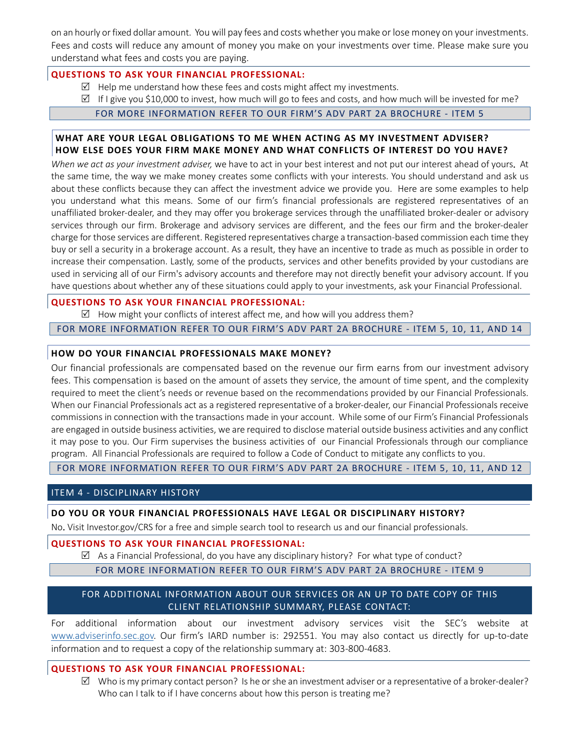on an hourly or fixed dollar amount. You will pay fees and costs whether you make or lose money on your investments. Fees and costs will reduce any amount of money you make on your investments over time. Please make sure you understand what fees and costs you are paying.

**QUESTIONS TO ASK YOUR FINANCIAL PROFESSIONAL:**

- ☑ Help me understand how these fees and costs might affect my investments.
- ☑ If I give you $10,000 to invest, how much will go to fees and costs, and how much will be invested for me?

FOR MORE INFORMATION REFER TO OUR FIRM'S ADV PART 2A BROCHURE - ITEM 5

### WHAT ARE YOUR LEGAL OBLIGATIONS TO ME WHEN ACTING AS MY INVESTMENT ADVISER? HOW ELSE DOES YOUR FIRM MAKE MONEY AND WHAT CONFLICTS OF INTEREST DO YOU HAVE?

*When we act as your investment adviser,* we have to act in your best interest and not put our interest ahead of yours. At the same time, the way we make money creates some conflicts with your interests. You should understand and ask us about these conflicts because they can affect the investment advice we provide you. Here are some examples to help you understand what this means. Some of our firm's financial professionals are registered representatives of an unaffiliated broker-dealer, and they may offer you brokerage services through the unaffiliated broker-dealer or advisory services through our firm. Brokerage and advisory services are different, and the fees our firm and the broker-dealer charge for those services are different. Registered representatives charge a transaction-based commission each time they buy or sell a security in a brokerage account. As a result, they have an incentive to trade as much as possible in order to increase their compensation. Lastly, some of the products, services and other benefits provided by your custodians are used in servicing all of our Firm's advisory accounts and therefore may not directly benefit your advisory account. If you have questions about whether any of these situations could apply to your investments, ask your Financial Professional.

**QUESTIONS TO ASK YOUR FINANCIAL PROFESSIONAL:**

- ☑ How might your conflicts of interest affect me, and how will you address them?

FOR MORE INFORMATION REFER TO OUR FIRM'S ADV PART 2A BROCHURE - ITEM 5, 10, 11, AND 14

### HOW DO YOUR FINANCIAL PROFESSIONALS MAKE MONEY?

Our financial professionals are compensated based on the revenue our firm earns from our investment advisory fees. This compensation is based on the amount of assets they service, the amount of time spent, and the complexity required to meet the client's needs or revenue based on the recommendations provided by our Financial Professionals. When our Financial Professionals act as a registered representative of a broker-dealer, our Financial Professionals receive commissions in connection with the transactions made in your account. While some of our Firm's Financial Professionals are engaged in outside business activities, we are required to disclose material outside business activities and any conflict it may pose to you. Our Firm supervises the business activities of our Financial Professionals through our compliance program. All Financial Professionals are required to follow a Code of Conduct to mitigate any conflicts to you.

FOR MORE INFORMATION REFER TO OUR FIRM'S ADV PART 2A BROCHURE - ITEM 5, 10, 11, AND 12

## ITEM 4 - DISCIPLINARY HISTORY

### DO YOU OR YOUR FINANCIAL PROFESSIONALS HAVE LEGAL OR DISCIPLINARY HISTORY?

No. Visit Investor.gov/CRS for a free and simple search tool to research us and our financial professionals.

**QUESTIONS TO ASK YOUR FINANCIAL PROFESSIONAL:**

- ☑ As a Financial Professional, do you have any disciplinary history? For what type of conduct?

FOR MORE INFORMATION REFER TO OUR FIRM'S ADV PART 2A BROCHURE - ITEM 9

## FOR ADDITIONAL INFORMATION ABOUT OUR SERVICES OR AN UP TO DATE COPY OF THIS CLIENT RELATIONSHIP SUMMARY, PLEASE CONTACT:

For additional information about our investment advisory services visit the SEC's website at www.adviserinfo.sec.gov. Our firm's IARD number is: 292551. You may also contact us directly for up-to-date information and to request a copy of the relationship summary at: 303-800-4683.

**QUESTIONS TO ASK YOUR FINANCIAL PROFESSIONAL:**

- ☑ Who is my primary contact person? Is he or she an investment adviser or a representative of a broker-dealer? Who can I talk to if I have concerns about how this person is treating me?